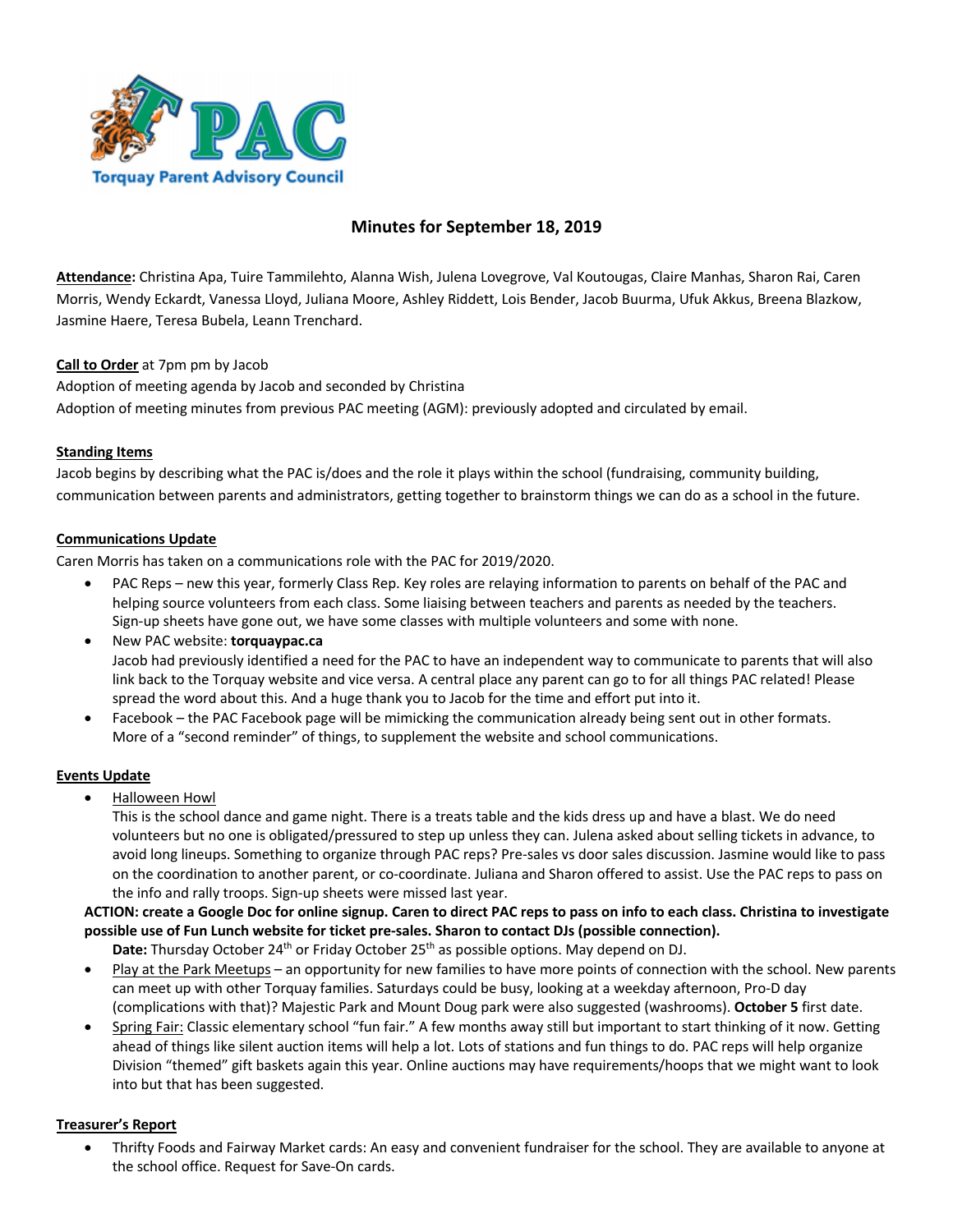Torquay Parent Advisory Council

# Minutes for September 18, 2019

**Attendance:** Christina Apa, Tuire Tammilehto, Alanna Wish, Julena Lovegrove, Val Koutougas, Claire Manhas, Sharon Rai, Caren Morris, Wendy Eckardt, Vanessa Lloyd, Juliana Moore, Ashley Riddett, Lois Bender, Jacob Buurma, Ufuk Akkus, Breena Blazkow, Jasmine Haere, Teresa Bubela, Leann Trenchard.

**Call to Order** at 7pm pm by Jacob
Adoption of meeting agenda by Jacob and seconded by Christina
Adoption of meeting minutes from previous PAC meeting (AGM): previously adopted and circulated by email.

**Standing Items**
Jacob begins by describing what the PAC is/does and the role it plays within the school (fundraising, community building, communication between parents and administrators, getting together to brainstorm things we can do as a school in the future.

**Communications Update**
Caren Morris has taken on a communications role with the PAC for 2019/2020.

- PAC Reps – new this year, formerly Class Rep. Key roles are relaying information to parents on behalf of the PAC and helping source volunteers from each class. Some liaising between teachers and parents as needed by the teachers. Sign-up sheets have gone out, we have some classes with multiple volunteers and some with none.
- New PAC website: **torquaypac.ca**
  Jacob had previously identified a need for the PAC to have an independent way to communicate to parents that will also link back to the Torquay website and vice versa. A central place any parent can go to for all things PAC related! Please spread the word about this. And a huge thank you to Jacob for the time and effort put into it.
- Facebook – the PAC Facebook page will be mimicking the communication already being sent out in other formats. More of a "second reminder" of things, to supplement the website and school communications.

**Events Update**

- Halloween Howl
  This is the school dance and game night. There is a treats table and the kids dress up and have a blast. We do need volunteers but no one is obligated/pressured to step up unless they can. Julena asked about selling tickets in advance, to avoid long lineups. Something to organize through PAC reps? Pre-sales vs door sales discussion. Jasmine would like to pass on the coordination to another parent, or co-coordinate. Juliana and Sharon offered to assist. Use the PAC reps to pass on the info and rally troops. Sign-up sheets were missed last year.

**ACTION: create a Google Doc for online signup. Caren to direct PAC reps to pass on info to each class. Christina to investigate possible use of Fun Lunch website for ticket pre-sales. Sharon to contact DJs (possible connection).**

**Date:** Thursday October 24th or Friday October 25th as possible options. May depend on DJ.

- Play at the Park Meetups – an opportunity for new families to have more points of connection with the school. New parents can meet up with other Torquay families. Saturdays could be busy, looking at a weekday afternoon, Pro-D day (complications with that)? Majestic Park and Mount Doug park were also suggested (washrooms). **October 5** first date.
- Spring Fair: Classic elementary school "fun fair." A few months away still but important to start thinking of it now. Getting ahead of things like silent auction items will help a lot. Lots of stations and fun things to do. PAC reps will help organize Division "themed" gift baskets again this year. Online auctions may have requirements/hoops that we might want to look into but that has been suggested.

**Treasurer's Report**

- Thrifty Foods and Fairway Market cards: An easy and convenient fundraiser for the school. They are available to anyone at the school office. Request for Save-On cards.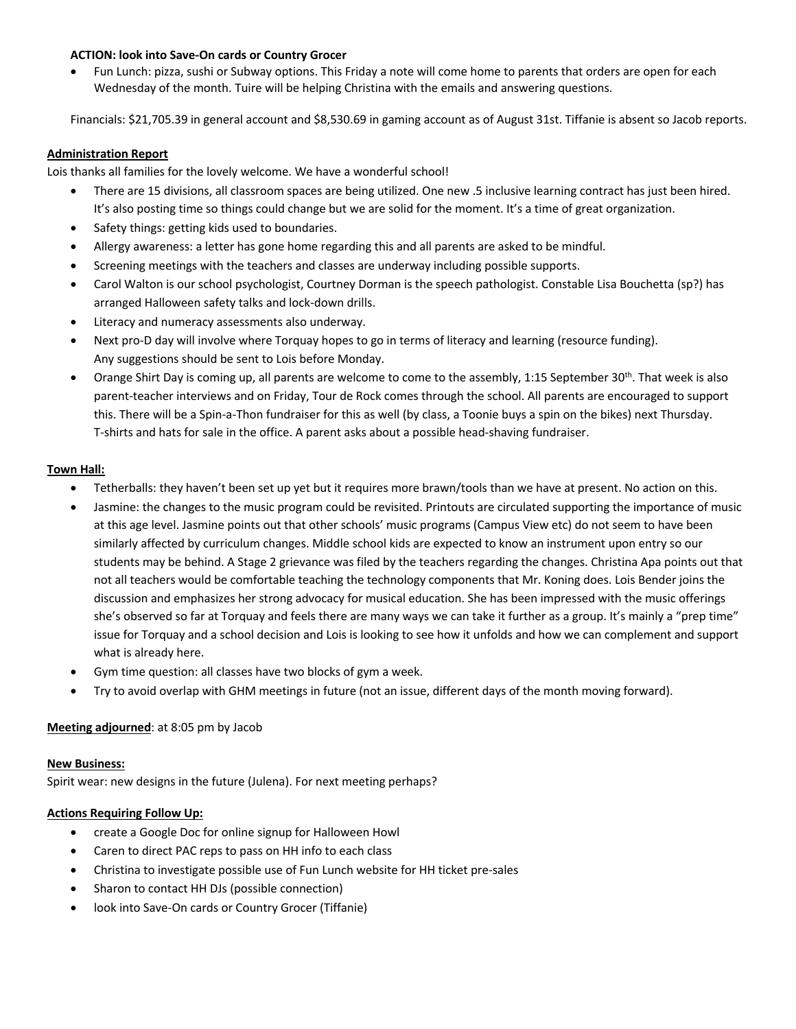**ACTION: look into Save-On cards or Country Grocer**

- Fun Lunch: pizza, sushi or Subway options. This Friday a note will come home to parents that orders are open for each Wednesday of the month. Tuire will be helping Christina with the emails and answering questions.

Financials: $21,705.39 in general account and $8,530.69 in gaming account as of August 31st. Tiffanie is absent so Jacob reports.

**Administration Report**

Lois thanks all families for the lovely welcome. We have a wonderful school!

- There are 15 divisions, all classroom spaces are being utilized. One new .5 inclusive learning contract has just been hired. It's also posting time so things could change but we are solid for the moment. It's a time of great organization.
- Safety things: getting kids used to boundaries.
- Allergy awareness: a letter has gone home regarding this and all parents are asked to be mindful.
- Screening meetings with the teachers and classes are underway including possible supports.
- Carol Walton is our school psychologist, Courtney Dorman is the speech pathologist. Constable Lisa Bouchetta (sp?) has arranged Halloween safety talks and lock-down drills.
- Literacy and numeracy assessments also underway.
- Next pro-D day will involve where Torquay hopes to go in terms of literacy and learning (resource funding). Any suggestions should be sent to Lois before Monday.
- Orange Shirt Day is coming up, all parents are welcome to come to the assembly, 1:15 September 30th. That week is also parent-teacher interviews and on Friday, Tour de Rock comes through the school. All parents are encouraged to support this. There will be a Spin-a-Thon fundraiser for this as well (by class, a Toonie buys a spin on the bikes) next Thursday. T-shirts and hats for sale in the office. A parent asks about a possible head-shaving fundraiser.

**Town Hall:**

- Tetherballs: they haven't been set up yet but it requires more brawn/tools than we have at present. No action on this.
- Jasmine: the changes to the music program could be revisited. Printouts are circulated supporting the importance of music at this age level. Jasmine points out that other schools' music programs (Campus View etc) do not seem to have been similarly affected by curriculum changes. Middle school kids are expected to know an instrument upon entry so our students may be behind. A Stage 2 grievance was filed by the teachers regarding the changes. Christina Apa points out that not all teachers would be comfortable teaching the technology components that Mr. Koning does. Lois Bender joins the discussion and emphasizes her strong advocacy for musical education. She has been impressed with the music offerings she's observed so far at Torquay and feels there are many ways we can take it further as a group. It's mainly a "prep time" issue for Torquay and a school decision and Lois is looking to see how it unfolds and how we can complement and support what is already here.
- Gym time question: all classes have two blocks of gym a week.
- Try to avoid overlap with GHM meetings in future (not an issue, different days of the month moving forward).

**Meeting adjourned**: at 8:05 pm by Jacob

**New Business:**

Spirit wear: new designs in the future (Julena). For next meeting perhaps?

**Actions Requiring Follow Up:**

- create a Google Doc for online signup for Halloween Howl
- Caren to direct PAC reps to pass on HH info to each class
- Christina to investigate possible use of Fun Lunch website for HH ticket pre-sales
- Sharon to contact HH DJs (possible connection)
- look into Save-On cards or Country Grocer (Tiffanie)